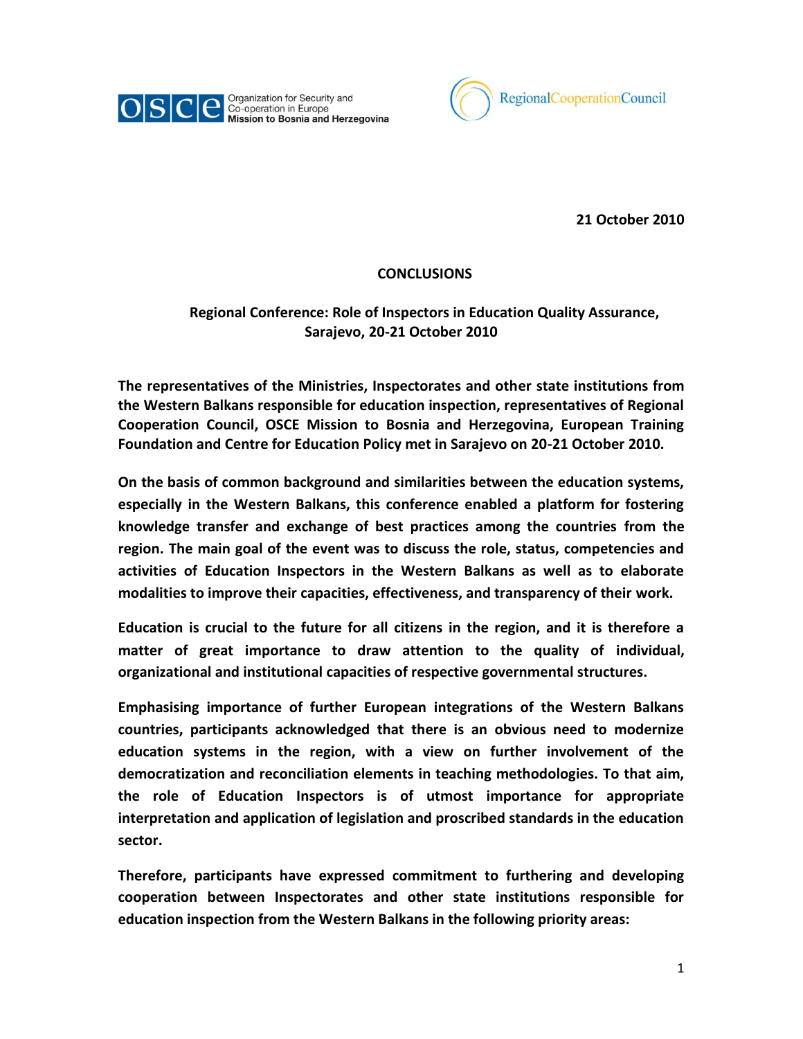Organization for Security and Co-operation in Europe
Mission to Bosnia and Herzegovina

RegionalCooperationCouncil

**21 October 2010**

# CONCLUSIONS

## Regional Conference: Role of Inspectors in Education Quality Assurance, Sarajevo, 20-21 October 2010

**The representatives of the Ministries, Inspectorates and other state institutions from the Western Balkans responsible for education inspection, representatives of Regional Cooperation Council, OSCE Mission to Bosnia and Herzegovina, European Training Foundation and Centre for Education Policy met in Sarajevo on 20-21 October 2010.**

**On the basis of common background and similarities between the education systems, especially in the Western Balkans, this conference enabled a platform for fostering knowledge transfer and exchange of best practices among the countries from the region. The main goal of the event was to discuss the role, status, competencies and activities of Education Inspectors in the Western Balkans as well as to elaborate modalities to improve their capacities, effectiveness, and transparency of their work.**

**Education is crucial to the future for all citizens in the region, and it is therefore a matter of great importance to draw attention to the quality of individual, organizational and institutional capacities of respective governmental structures.**

**Emphasising importance of further European integrations of the Western Balkans countries, participants acknowledged that there is an obvious need to modernize education systems in the region, with a view on further involvement of the democratization and reconciliation elements in teaching methodologies. To that aim, the role of Education Inspectors is of utmost importance for appropriate interpretation and application of legislation and proscribed standards in the education sector.**

**Therefore, participants have expressed commitment to furthering and developing cooperation between Inspectorates and other state institutions responsible for education inspection from the Western Balkans in the following priority areas:**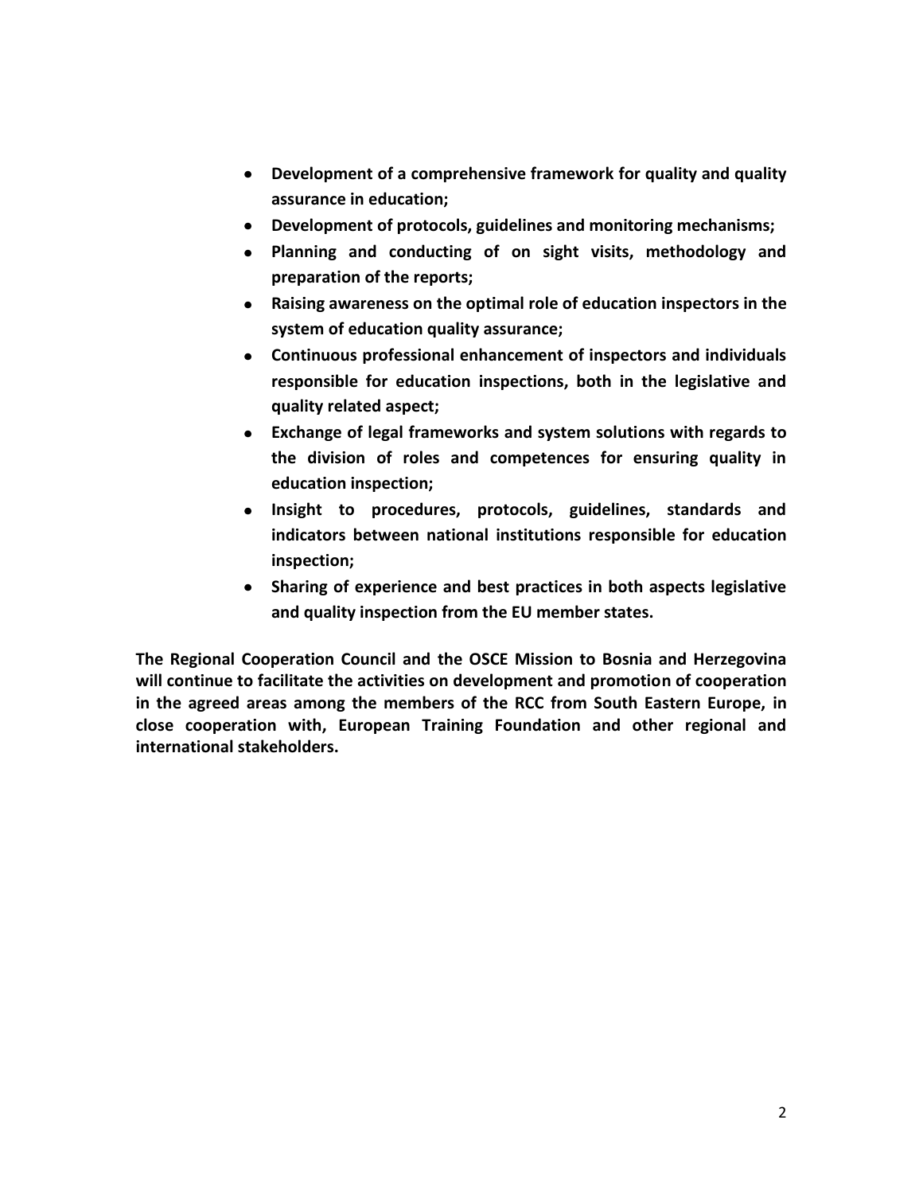- **Development of a comprehensive framework for quality and quality assurance in education;**
- **Development of protocols, guidelines and monitoring mechanisms;**
- **Planning and conducting of on sight visits, methodology and preparation of the reports;**
- **Raising awareness on the optimal role of education inspectors in the system of education quality assurance;**
- **Continuous professional enhancement of inspectors and individuals responsible for education inspections, both in the legislative and quality related aspect;**
- **Exchange of legal frameworks and system solutions with regards to the division of roles and competences for ensuring quality in education inspection;**
- **Insight to procedures, protocols, guidelines, standards and indicators between national institutions responsible for education inspection;**
- **Sharing of experience and best practices in both aspects legislative and quality inspection from the EU member states.**

**The Regional Cooperation Council and the OSCE Mission to Bosnia and Herzegovina will continue to facilitate the activities on development and promotion of cooperation in the agreed areas among the members of the RCC from South Eastern Europe, in close cooperation with, European Training Foundation and other regional and international stakeholders.**